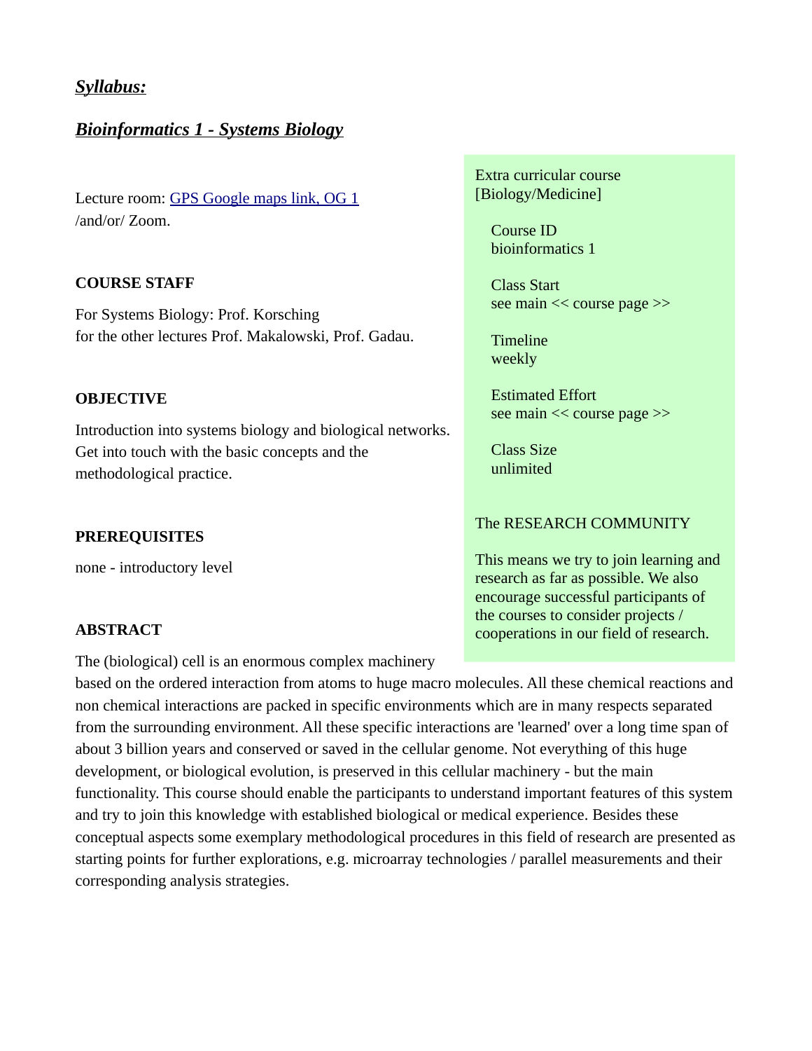## ***Syllabus:***

## ***Bioinformatics 1 - Systems Biology***

Lecture room: [GPS Google maps link, OG 1](#)
/and/or/ Zoom.

**COURSE STAFF**

For Systems Biology: Prof. Korsching
for the other lectures Prof. Makalowski, Prof. Gadau.

**OBJECTIVE**

Introduction into systems biology and biological networks. Get into touch with the basic concepts and the methodological practice.

**PREREQUISITES**

none - introductory level

**ABSTRACT**

The (biological) cell is an enormous complex machinery based on the ordered interaction from atoms to huge macro molecules. All these chemical reactions and non chemical interactions are packed in specific environments which are in many respects separated from the surrounding environment. All these specific interactions are 'learned' over a long time span of about 3 billion years and conserved or saved in the cellular genome. Not everything of this huge development, or biological evolution, is preserved in this cellular machinery - but the main functionality. This course should enable the participants to understand important features of this system and try to join this knowledge with established biological or medical experience. Besides these conceptual aspects some exemplary methodological procedures in this field of research are presented as starting points for further explorations, e.g. microarray technologies / parallel measurements and their corresponding analysis strategies.

Extra curricular course
[Biology/Medicine]

Course ID
bioinformatics 1

Class Start
see main << course page >>

Timeline
weekly

Estimated Effort
see main << course page >>

Class Size
unlimited

The RESEARCH COMMUNITY

This means we try to join learning and research as far as possible. We also encourage successful participants of the courses to consider projects / cooperations in our field of research.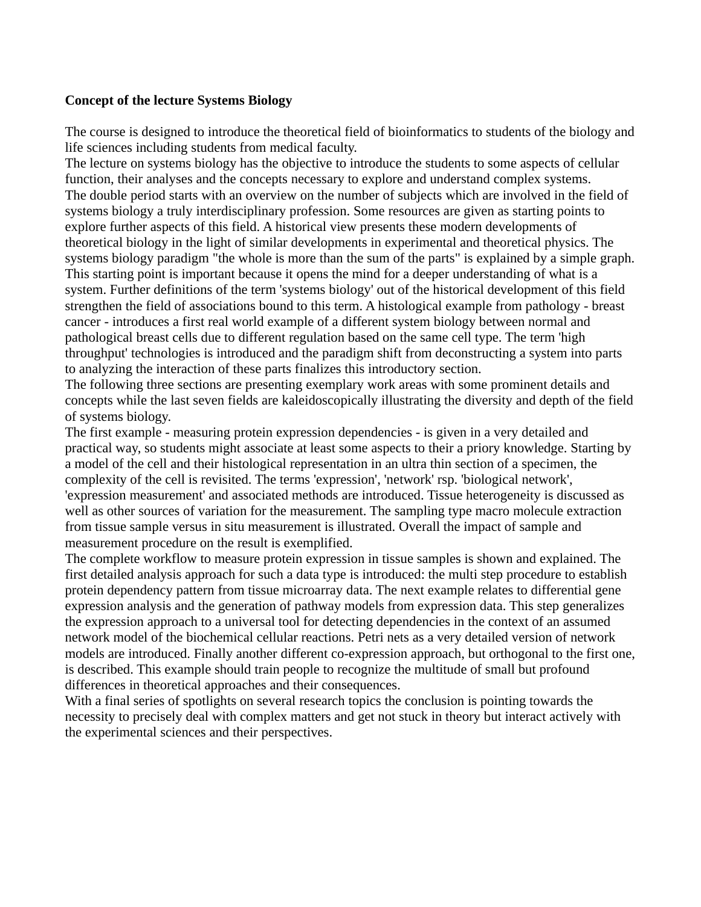**Concept of the lecture Systems Biology**

The course is designed to introduce the theoretical field of bioinformatics to students of the biology and life sciences including students from medical faculty.
The lecture on systems biology has the objective to introduce the students to some aspects of cellular function, their analyses and the concepts necessary to explore and understand complex systems.
The double period starts with an overview on the number of subjects which are involved in the field of systems biology a truly interdisciplinary profession. Some resources are given as starting points to explore further aspects of this field. A historical view presents these modern developments of theoretical biology in the light of similar developments in experimental and theoretical physics. The systems biology paradigm "the whole is more than the sum of the parts" is explained by a simple graph. This starting point is important because it opens the mind for a deeper understanding of what is a system. Further definitions of the term 'systems biology' out of the historical development of this field strengthen the field of associations bound to this term. A histological example from pathology - breast cancer - introduces a first real world example of a different system biology between normal and pathological breast cells due to different regulation based on the same cell type. The term 'high throughput' technologies is introduced and the paradigm shift from deconstructing a system into parts to analyzing the interaction of these parts finalizes this introductory section.
The following three sections are presenting exemplary work areas with some prominent details and concepts while the last seven fields are kaleidoscopically illustrating the diversity and depth of the field of systems biology.
The first example - measuring protein expression dependencies - is given in a very detailed and practical way, so students might associate at least some aspects to their a priory knowledge. Starting by a model of the cell and their histological representation in an ultra thin section of a specimen, the complexity of the cell is revisited. The terms 'expression', 'network' rsp. 'biological network', 'expression measurement' and associated methods are introduced. Tissue heterogeneity is discussed as well as other sources of variation for the measurement. The sampling type macro molecule extraction from tissue sample versus in situ measurement is illustrated. Overall the impact of sample and measurement procedure on the result is exemplified.
The complete workflow to measure protein expression in tissue samples is shown and explained. The first detailed analysis approach for such a data type is introduced: the multi step procedure to establish protein dependency pattern from tissue microarray data. The next example relates to differential gene expression analysis and the generation of pathway models from expression data. This step generalizes the expression approach to a universal tool for detecting dependencies in the context of an assumed network model of the biochemical cellular reactions. Petri nets as a very detailed version of network models are introduced. Finally another different co-expression approach, but orthogonal to the first one, is described. This example should train people to recognize the multitude of small but profound differences in theoretical approaches and their consequences.
With a final series of spotlights on several research topics the conclusion is pointing towards the necessity to precisely deal with complex matters and get not stuck in theory but interact actively with the experimental sciences and their perspectives.